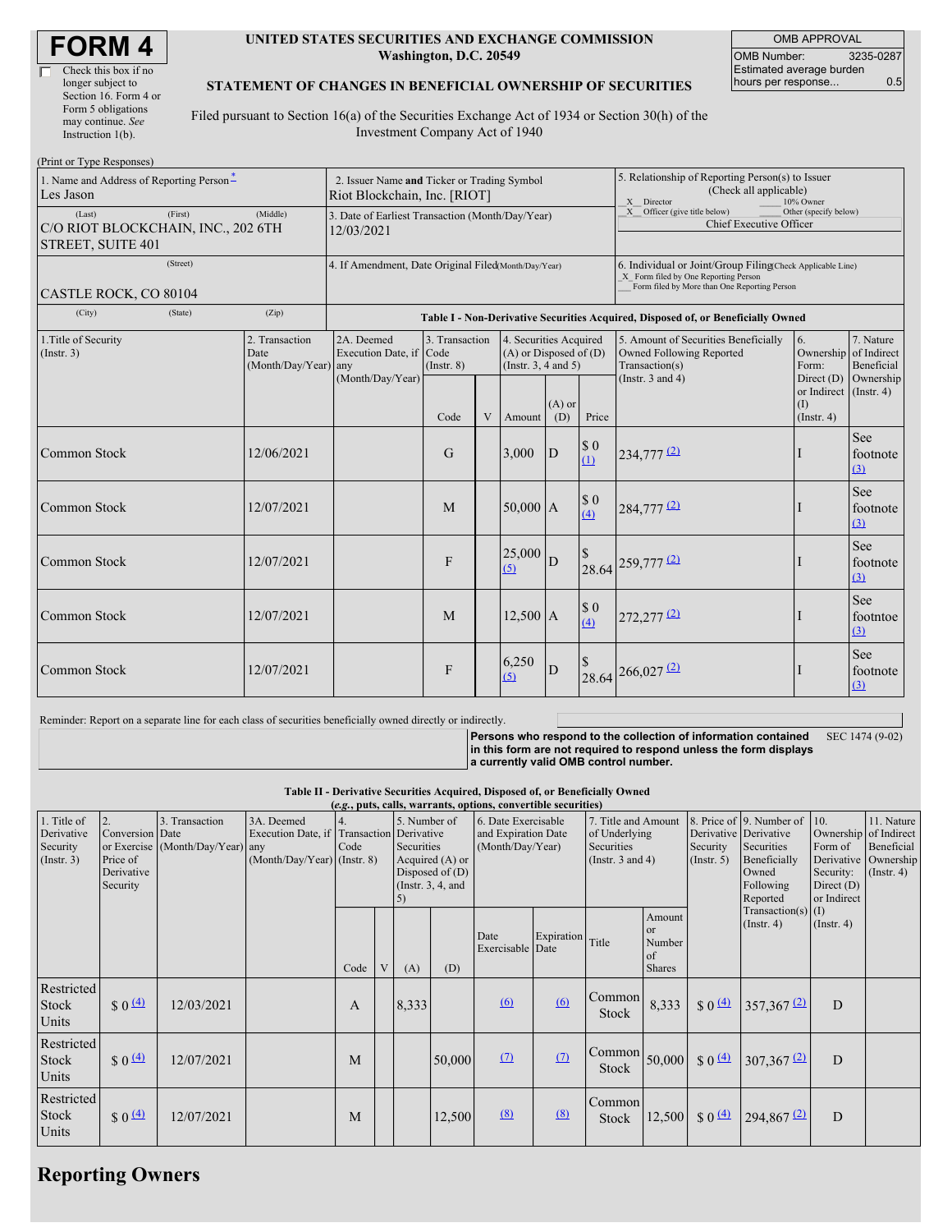# FORM 4

☐ Check this box if no longer subject to Section 16. Form 4 or Form 5 obligations may continue. *See* Instruction 1(b).

**UNITED STATES SECURITIES AND EXCHANGE COMMISSION**
**Washington, D.C. 20549**

**STATEMENT OF CHANGES IN BENEFICIAL OWNERSHIP OF SECURITIES**

Filed pursuant to Section 16(a) of the Securities Exchange Act of 1934 or Section 30(h) of the Investment Company Act of 1940

| OMB APPROVAL | |
|---|---|
| OMB Number: | 3235-0287 |
| Estimated average burden hours per response... | 0.5 |

(Print or Type Responses)

| 1. Name and Address of Reporting Person * | 2. Issuer Name and Ticker or Trading Symbol | 5. Relationship of Reporting Person(s) to Issuer (Check all applicable) |
|---|---|---|
| Les Jason | Riot Blockchain, Inc. [RIOT] | _X_ Director ___ 10% Owner _X_ Officer (give title below) ___ Other (specify below) Chief Executive Officer |
| (Last) (First) (Middle) C/O RIOT BLOCKCHAIN, INC., 202 6TH STREET, SUITE 401 | 3. Date of Earliest Transaction (Month/Day/Year) 12/03/2021 | |
| (Street) CASTLE ROCK, CO 80104 | 4. If Amendment, Date Original Filed (Month/Day/Year) | 6. Individual or Joint/Group Filing (Check Applicable Line) _X_ Form filed by One Reporting Person ___ Form filed by More than One Reporting Person |
| (City) (State) (Zip) | | |

**Table I - Non-Derivative Securities Acquired, Disposed of, or Beneficially Owned**

| 1.Title of Security (Instr. 3) | 2. Transaction Date (Month/Day/Year) | 2A. Deemed Execution Date, if any (Month/Day/Year) | 3. Transaction Code (Instr. 8) Code | V | 4. Securities Acquired (A) or Disposed of (D) (Instr. 3, 4 and 5) Amount | (A) or (D) | Price | 5. Amount of Securities Beneficially Owned Following Reported Transaction(s) (Instr. 3 and 4) | 6. Ownership Form: Direct (D) or Indirect (I) (Instr. 4) | 7. Nature of Indirect Beneficial Ownership (Instr. 4) |
|---|---|---|---|---|---|---|---|---|---|---|
| Common Stock | 12/06/2021 | | G | | 3,000 | D | $ 0 (1) | 234,777 (2) | I | See footnote (3) |
| Common Stock | 12/07/2021 | | M | | 50,000 | A | $ 0 (4) | 284,777 (2) | I | See footnote (3) |
| Common Stock | 12/07/2021 | | F | | 25,000 (5) | D | $ 28.64 | 259,777 (2) | I | See footnote (3) |
| Common Stock | 12/07/2021 | | M | | 12,500 | A | $ 0 (4) | 272,277 (2) | I | See footntoe (3) |
| Common Stock | 12/07/2021 | | F | | 6,250 (5) | D | $ 28.64 | 266,027 (2) | I | See footnote (3) |

Reminder: Report on a separate line for each class of securities beneficially owned directly or indirectly.

**Persons who respond to the collection of information contained in this form are not required to respond unless the form displays a currently valid OMB control number.** SEC 1474 (9-02)

**Table II - Derivative Securities Acquired, Disposed of, or Beneficially Owned**
**(*e.g.*, puts, calls, warrants, options, convertible securities)**

| 1. Title of Derivative Security (Instr. 3) | 2. Conversion or Exercise Price of Derivative Security | 3. Transaction Date (Month/Day/Year) | 3A. Deemed Execution Date, if any (Month/Day/Year) | 4. Transaction Code (Instr. 8) Code | V | 5. Number of Derivative Securities Acquired (A) or Disposed of (D) (Instr. 3, 4, and 5) (A) | (D) | 6. Date Exercisable and Expiration Date (Month/Day/Year) Date Exercisable | Expiration Date | 7. Title and Amount of Underlying Securities (Instr. 3 and 4) Title | Amount or Number of Shares | 8. Price of Derivative Security (Instr. 5) | 9. Number of Derivative Securities Beneficially Owned Following Reported Transaction(s) (Instr. 4) | 10. Ownership Form of Derivative Security: Direct (D) or Indirect (I) (Instr. 4) | 11. Nature of Indirect Beneficial Ownership (Instr. 4) |
|---|---|---|---|---|---|---|---|---|---|---|---|---|---|---|---|
| Restricted Stock Units | $ 0 (4) | 12/03/2021 | | A | | 8,333 | | (6) | (6) | Common Stock | 8,333 | $ 0 (4) | 357,367 (2) | D | |
| Restricted Stock Units | $ 0 (4) | 12/07/2021 | | M | | | 50,000 | (7) | (7) | Common Stock | 50,000 | $ 0 (4) | 307,367 (2) | D | |
| Restricted Stock Units | $ 0 (4) | 12/07/2021 | | M | | | 12,500 | (8) | (8) | Common Stock | 12,500 | $ 0 (4) | 294,867 (2) | D | |

## Reporting Owners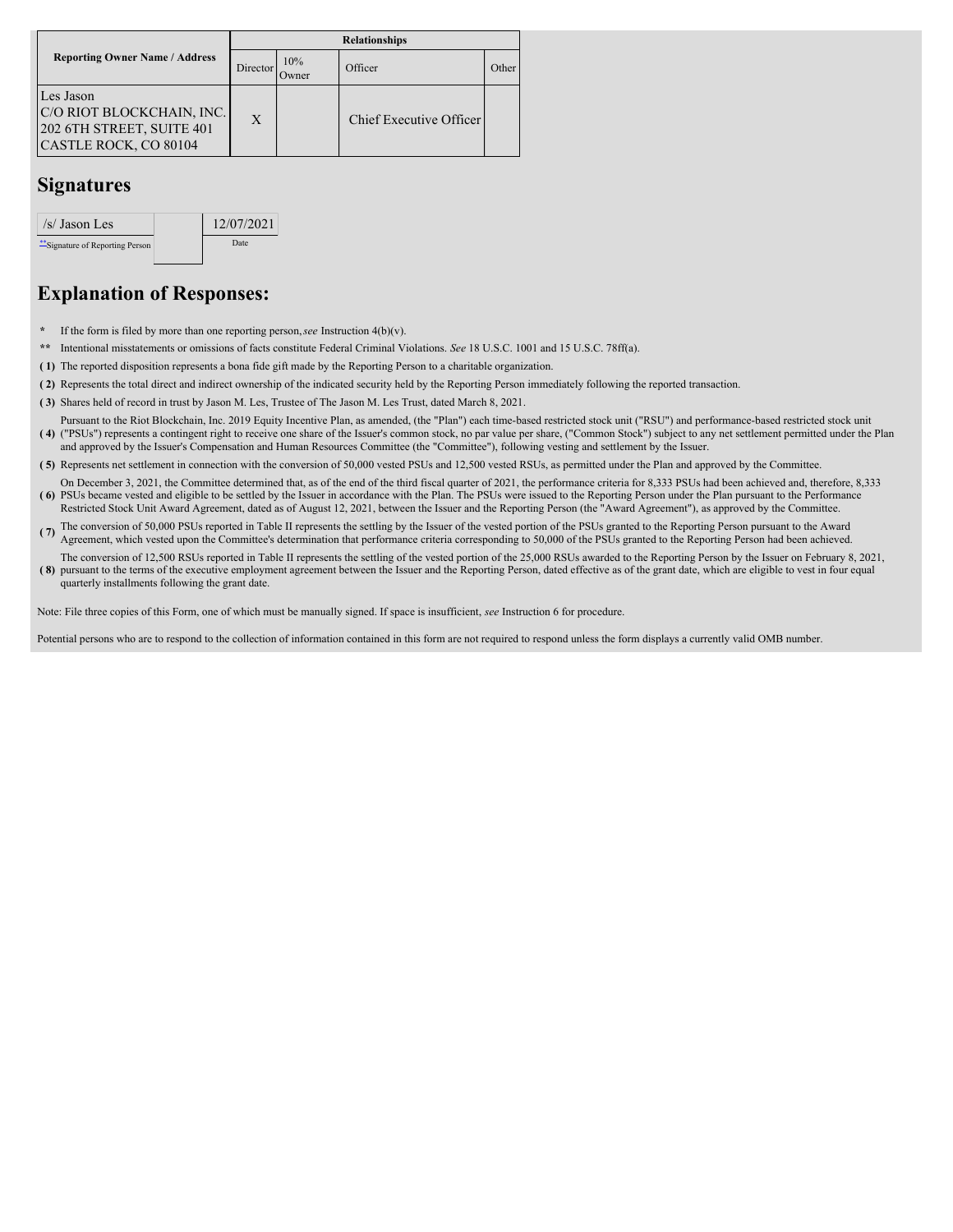| Reporting Owner Name / Address | Relationships | | | |
|---|---|---|---|---|
| | Director | 10% Owner | Officer | Other |
| Les Jason<br>C/O RIOT BLOCKCHAIN, INC.<br>202 6TH STREET, SUITE 401<br>CASTLE ROCK, CO 80104 | X | | Chief Executive Officer | |

## Signatures

| /s/ Jason Les | | 12/07/2021 |
|---|---|---|
| **Signature of Reporting Person | | Date |

## Explanation of Responses:

- \* If the form is filed by more than one reporting person, *see* Instruction 4(b)(v).
- \*\* Intentional misstatements or omissions of facts constitute Federal Criminal Violations. *See* 18 U.S.C. 1001 and 15 U.S.C. 78ff(a).
- **( 1)** The reported disposition represents a bona fide gift made by the Reporting Person to a charitable organization.
- **( 2)** Represents the total direct and indirect ownership of the indicated security held by the Reporting Person immediately following the reported transaction.
- **( 3)** Shares held of record in trust by Jason M. Les, Trustee of The Jason M. Les Trust, dated March 8, 2021.
- **( 4)** Pursuant to the Riot Blockchain, Inc. 2019 Equity Incentive Plan, as amended, (the "Plan") each time-based restricted stock unit ("RSU") and performance-based restricted stock unit ("PSUs") represents a contingent right to receive one share of the Issuer's common stock, no par value per share, ("Common Stock") subject to any net settlement permitted under the Plan and approved by the Issuer's Compensation and Human Resources Committee (the "Committee"), following vesting and settlement by the Issuer.
- **( 5)** Represents net settlement in connection with the conversion of 50,000 vested PSUs and 12,500 vested RSUs, as permitted under the Plan and approved by the Committee.
- **( 6)** On December 3, 2021, the Committee determined that, as of the end of the third fiscal quarter of 2021, the performance criteria for 8,333 PSUs had been achieved and, therefore, 8,333 PSUs became vested and eligible to be settled by the Issuer in accordance with the Plan. The PSUs were issued to the Reporting Person under the Plan pursuant to the Performance Restricted Stock Unit Award Agreement, dated as of August 12, 2021, between the Issuer and the Reporting Person (the "Award Agreement"), as approved by the Committee.
- **( 7)** The conversion of 50,000 PSUs reported in Table II represents the settling by the Issuer of the vested portion of the PSUs granted to the Reporting Person pursuant to the Award Agreement, which vested upon the Committee's determination that performance criteria corresponding to 50,000 of the PSUs granted to the Reporting Person had been achieved.
- **( 8)** The conversion of 12,500 RSUs reported in Table II represents the settling of the vested portion of the 25,000 RSUs awarded to the Reporting Person by the Issuer on February 8, 2021, pursuant to the terms of the executive employment agreement between the Issuer and the Reporting Person, dated effective as of the grant date, which are eligible to vest in four equal quarterly installments following the grant date.

Note: File three copies of this Form, one of which must be manually signed. If space is insufficient, *see* Instruction 6 for procedure.

Potential persons who are to respond to the collection of information contained in this form are not required to respond unless the form displays a currently valid OMB number.